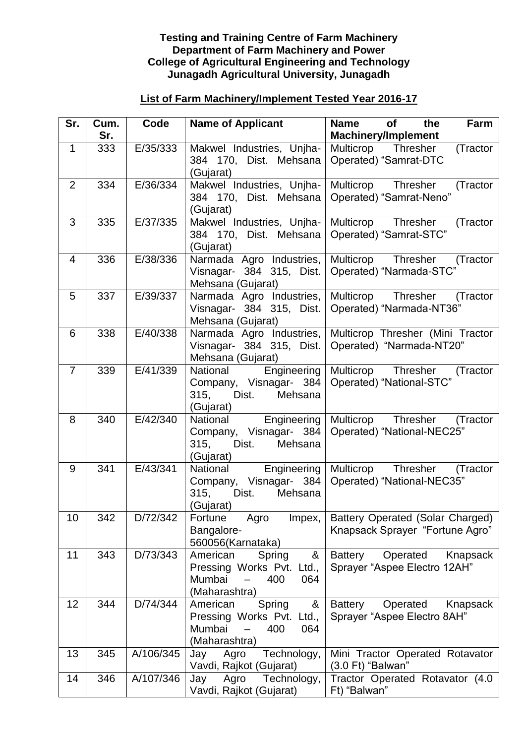**Testing and Training Centre of Farm Machinery**
**Department of Farm Machinery and Power**
**College of Agricultural Engineering and Technology**
**Junagadh Agricultural University, Junagadh**

## List of Farm Machinery/Implement Tested Year 2016-17

| Sr. | Cum. Sr. | Code | Name of Applicant | Name of the Farm Machinery/Implement |
|---|---|---|---|---|
| 1 | 333 | E/35/333 | Makwel Industries, Unjha- 384 170, Dist. Mehsana (Gujarat) | Multicrop Thresher (Tractor Operated) "Samrat-DTC |
| 2 | 334 | E/36/334 | Makwel Industries, Unjha- 384 170, Dist. Mehsana (Gujarat) | Multicrop Thresher (Tractor Operated) "Samrat-Neno" |
| 3 | 335 | E/37/335 | Makwel Industries, Unjha- 384 170, Dist. Mehsana (Gujarat) | Multicrop Thresher (Tractor Operated) "Samrat-STC" |
| 4 | 336 | E/38/336 | Narmada Agro Industries, Visnagar- 384 315, Dist. Mehsana (Gujarat) | Multicrop Thresher (Tractor Operated) "Narmada-STC" |
| 5 | 337 | E/39/337 | Narmada Agro Industries, Visnagar- 384 315, Dist. Mehsana (Gujarat) | Multicrop Thresher (Tractor Operated) "Narmada-NT36" |
| 6 | 338 | E/40/338 | Narmada Agro Industries, Visnagar- 384 315, Dist. Mehsana (Gujarat) | Multicrop Thresher (Mini Tractor Operated) "Narmada-NT20" |
| 7 | 339 | E/41/339 | National Engineering Company, Visnagar- 384 315, Dist. Mehsana (Gujarat) | Multicrop Thresher (Tractor Operated) "National-STC" |
| 8 | 340 | E/42/340 | National Engineering Company, Visnagar- 384 315, Dist. Mehsana (Gujarat) | Multicrop Thresher (Tractor Operated) "National-NEC25" |
| 9 | 341 | E/43/341 | National Engineering Company, Visnagar- 384 315, Dist. Mehsana (Gujarat) | Multicrop Thresher (Tractor Operated) "National-NEC35" |
| 10 | 342 | D/72/342 | Fortune Agro Impex, Bangalore- 560056(Karnataka) | Battery Operated (Solar Charged) Knapsack Sprayer "Fortune Agro" |
| 11 | 343 | D/73/343 | American Spring & Pressing Works Pvt. Ltd., Mumbai – 400 064 (Maharashtra) | Battery Operated Knapsack Sprayer "Aspee Electro 12AH" |
| 12 | 344 | D/74/344 | American Spring & Pressing Works Pvt. Ltd., Mumbai – 400 064 (Maharashtra) | Battery Operated Knapsack Sprayer "Aspee Electro 8AH" |
| 13 | 345 | A/106/345 | Jay Agro Technology, Vavdi, Rajkot (Gujarat) | Mini Tractor Operated Rotavator (3.0 Ft) "Balwan" |
| 14 | 346 | A/107/346 | Jay Agro Technology, Vavdi, Rajkot (Gujarat) | Tractor Operated Rotavator (4.0 Ft) "Balwan" |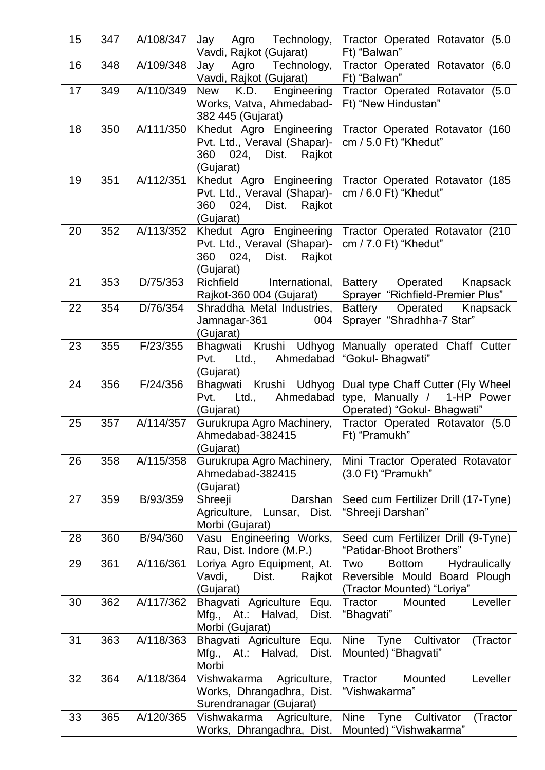| 15 | 347 | A/108/347 | Jay Agro Technology, Vavdi, Rajkot (Gujarat) | Tractor Operated Rotavator (5.0 Ft) "Balwan" |
|---|---|---|---|---|
| 16 | 348 | A/109/348 | Jay Agro Technology, Vavdi, Rajkot (Gujarat) | Tractor Operated Rotavator (6.0 Ft) "Balwan" |
| 17 | 349 | A/110/349 | New K.D. Engineering Works, Vatva, Ahmedabad-382 445 (Gujarat) | Tractor Operated Rotavator (5.0 Ft) "New Hindustan" |
| 18 | 350 | A/111/350 | Khedut Agro Engineering Pvt. Ltd., Veraval (Shapar)-360 024, Dist. Rajkot (Gujarat) | Tractor Operated Rotavator (160 cm / 5.0 Ft) "Khedut" |
| 19 | 351 | A/112/351 | Khedut Agro Engineering Pvt. Ltd., Veraval (Shapar)-360 024, Dist. Rajkot (Gujarat) | Tractor Operated Rotavator (185 cm / 6.0 Ft) "Khedut" |
| 20 | 352 | A/113/352 | Khedut Agro Engineering Pvt. Ltd., Veraval (Shapar)-360 024, Dist. Rajkot (Gujarat) | Tractor Operated Rotavator (210 cm / 7.0 Ft) "Khedut" |
| 21 | 353 | D/75/353 | Richfield International, Rajkot-360 004 (Gujarat) | Battery Operated Knapsack Sprayer "Richfield-Premier Plus" |
| 22 | 354 | D/76/354 | Shraddha Metal Industries, Jamnagar-361 004 (Gujarat) | Battery Operated Knapsack Sprayer "Shradhha-7 Star" |
| 23 | 355 | F/23/355 | Bhagwati Krushi Udhyog Pvt. Ltd., Ahmedabad (Gujarat) | Manually operated Chaff Cutter "Gokul- Bhagwati" |
| 24 | 356 | F/24/356 | Bhagwati Krushi Udhyog Pvt. Ltd., Ahmedabad (Gujarat) | Dual type Chaff Cutter (Fly Wheel type, Manually / 1-HP Power Operated) "Gokul- Bhagwati" |
| 25 | 357 | A/114/357 | Gurukrupa Agro Machinery, Ahmedabad-382415 (Gujarat) | Tractor Operated Rotavator (5.0 Ft) "Pramukh" |
| 26 | 358 | A/115/358 | Gurukrupa Agro Machinery, Ahmedabad-382415 (Gujarat) | Mini Tractor Operated Rotavator (3.0 Ft) "Pramukh" |
| 27 | 359 | B/93/359 | Shreeji Darshan Agriculture, Lunsar, Dist. Morbi (Gujarat) | Seed cum Fertilizer Drill (17-Tyne) "Shreeji Darshan" |
| 28 | 360 | B/94/360 | Vasu Engineering Works, Rau, Dist. Indore (M.P.) | Seed cum Fertilizer Drill (9-Tyne) "Patidar-Bhoot Brothers" |
| 29 | 361 | A/116/361 | Loriya Agro Equipment, At. Vavdi, Dist. Rajkot (Gujarat) | Two Bottom Hydraulically Reversible Mould Board Plough (Tractor Mounted) "Loriya" |
| 30 | 362 | A/117/362 | Bhagvati Agriculture Equ. Mfg., At.: Halvad, Dist. Morbi (Gujarat) | Tractor Mounted Leveller "Bhagvati" |
| 31 | 363 | A/118/363 | Bhagvati Agriculture Equ. Mfg., At.: Halvad, Dist. Morbi | Nine Tyne Cultivator (Tractor Mounted) "Bhagvati" |
| 32 | 364 | A/118/364 | Vishwakarma Agriculture, Works, Dhrangadhra, Dist. Surendranagar (Gujarat) | Tractor Mounted Leveller "Vishwakarma" |
| 33 | 365 | A/120/365 | Vishwakarma Agriculture, Works, Dhrangadhra, Dist. | Nine Tyne Cultivator (Tractor Mounted) "Vishwakarma" |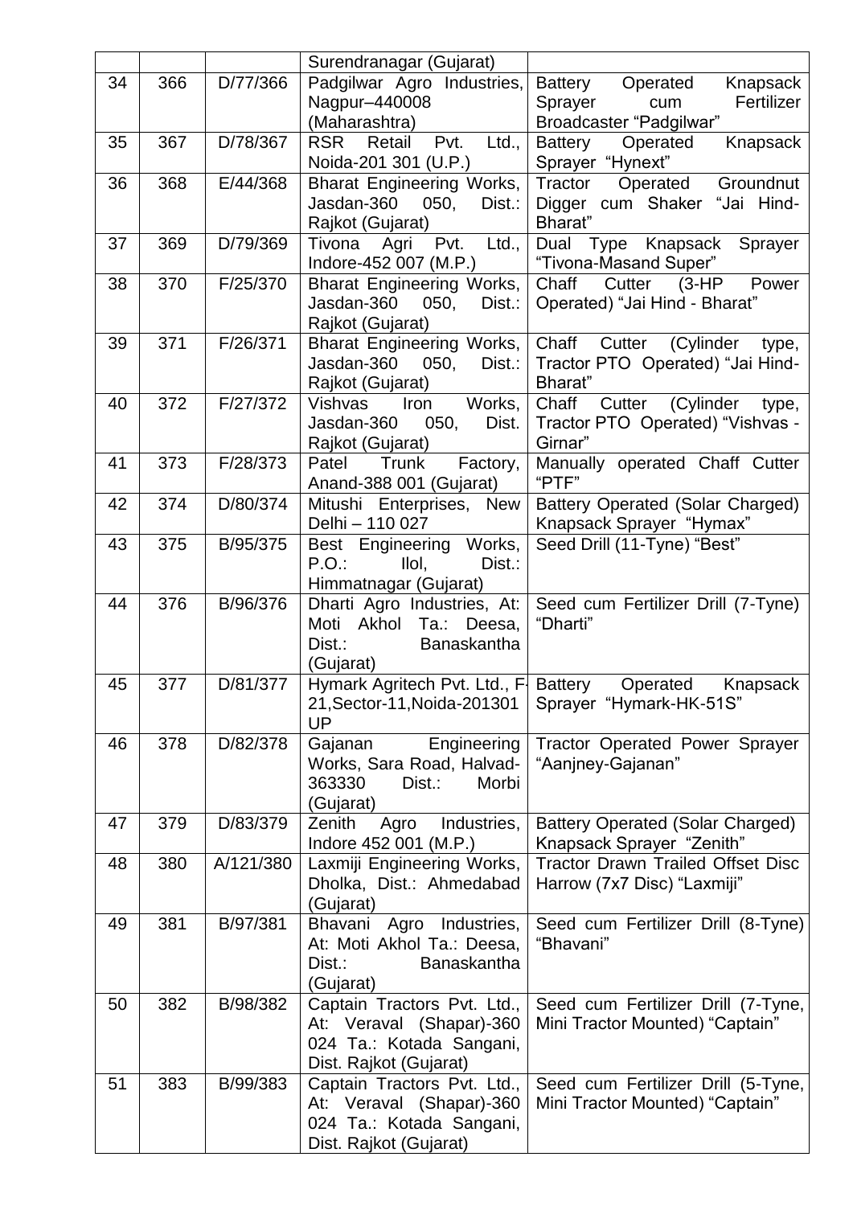|  |  |  | Surendranagar (Gujarat) |  |
|---|---|---|---|---|
| 34 | 366 | D/77/366 | Padgilwar Agro Industries, Nagpur–440008 (Maharashtra) | Battery Operated Knapsack Sprayer cum Fertilizer Broadcaster "Padgilwar" |
| 35 | 367 | D/78/367 | RSR Retail Pvt. Ltd., Noida-201 301 (U.P.) | Battery Operated Knapsack Sprayer "Hynext" |
| 36 | 368 | E/44/368 | Bharat Engineering Works, Jasdan-360 050, Dist.: Rajkot (Gujarat) | Tractor Operated Groundnut Digger cum Shaker "Jai Hind-Bharat" |
| 37 | 369 | D/79/369 | Tivona Agri Pvt. Ltd., Indore-452 007 (M.P.) | Dual Type Knapsack Sprayer "Tivona-Masand Super" |
| 38 | 370 | F/25/370 | Bharat Engineering Works, Jasdan-360 050, Dist.: Rajkot (Gujarat) | Chaff Cutter (3-HP Power Operated) "Jai Hind - Bharat" |
| 39 | 371 | F/26/371 | Bharat Engineering Works, Jasdan-360 050, Dist.: Rajkot (Gujarat) | Chaff Cutter (Cylinder type, Tractor PTO Operated) "Jai Hind-Bharat" |
| 40 | 372 | F/27/372 | Vishvas Iron Works, Jasdan-360 050, Dist. Rajkot (Gujarat) | Chaff Cutter (Cylinder type, Tractor PTO Operated) "Vishvas - Girnar" |
| 41 | 373 | F/28/373 | Patel Trunk Factory, Anand-388 001 (Gujarat) | Manually operated Chaff Cutter "PTF" |
| 42 | 374 | D/80/374 | Mitushi Enterprises, New Delhi – 110 027 | Battery Operated (Solar Charged) Knapsack Sprayer "Hymax" |
| 43 | 375 | B/95/375 | Best Engineering Works, P.O.: Ilol, Dist.: Himmatnagar (Gujarat) | Seed Drill (11-Tyne) "Best" |
| 44 | 376 | B/96/376 | Dharti Agro Industries, At: Moti Akhol Ta.: Deesa, Dist.: Banaskantha (Gujarat) | Seed cum Fertilizer Drill (7-Tyne) "Dharti" |
| 45 | 377 | D/81/377 | Hymark Agritech Pvt. Ltd., F-21,Sector-11,Noida-201301 UP | Battery Operated Knapsack Sprayer "Hymark-HK-51S" |
| 46 | 378 | D/82/378 | Gajanan Engineering Works, Sara Road, Halvad-363330 Dist.: Morbi (Gujarat) | Tractor Operated Power Sprayer "Aanjney-Gajanan" |
| 47 | 379 | D/83/379 | Zenith Agro Industries, Indore 452 001 (M.P.) | Battery Operated (Solar Charged) Knapsack Sprayer "Zenith" |
| 48 | 380 | A/121/380 | Laxmiji Engineering Works, Dholka, Dist.: Ahmedabad (Gujarat) | Tractor Drawn Trailed Offset Disc Harrow (7x7 Disc) "Laxmiji" |
| 49 | 381 | B/97/381 | Bhavani Agro Industries, At: Moti Akhol Ta.: Deesa, Dist.: Banaskantha (Gujarat) | Seed cum Fertilizer Drill (8-Tyne) "Bhavani" |
| 50 | 382 | B/98/382 | Captain Tractors Pvt. Ltd., At: Veraval (Shapar)-360 024 Ta.: Kotada Sangani, Dist. Rajkot (Gujarat) | Seed cum Fertilizer Drill (7-Tyne, Mini Tractor Mounted) "Captain" |
| 51 | 383 | B/99/383 | Captain Tractors Pvt. Ltd., At: Veraval (Shapar)-360 024 Ta.: Kotada Sangani, Dist. Rajkot (Gujarat) | Seed cum Fertilizer Drill (5-Tyne, Mini Tractor Mounted) "Captain" |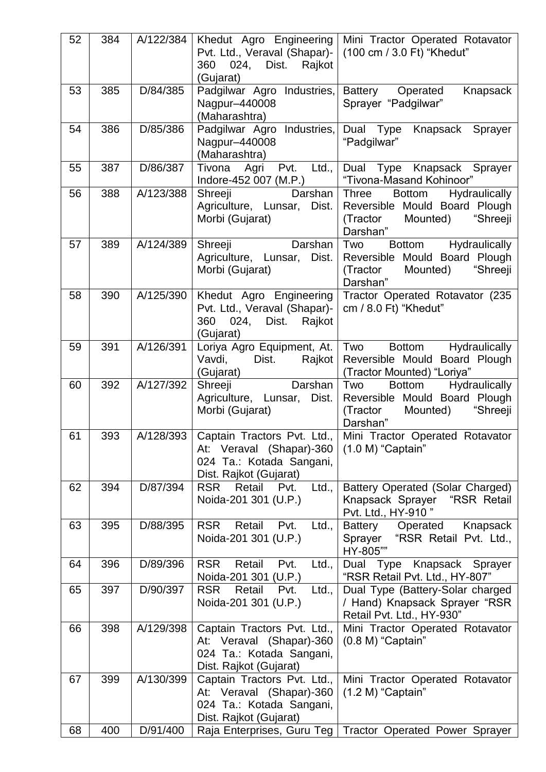| 52 | 384 | A/122/384 | Khedut Agro Engineering Pvt. Ltd., Veraval (Shapar)-360 024, Dist. Rajkot (Gujarat) | Mini Tractor Operated Rotavator (100 cm / 3.0 Ft) "Khedut" |
|---|---|---|---|---|
| 53 | 385 | D/84/385 | Padgilwar Agro Industries, Nagpur–440008 (Maharashtra) | Battery Operated Knapsack Sprayer "Padgilwar" |
| 54 | 386 | D/85/386 | Padgilwar Agro Industries, Nagpur–440008 (Maharashtra) | Dual Type Knapsack Sprayer "Padgilwar" |
| 55 | 387 | D/86/387 | Tivona Agri Pvt. Ltd., Indore-452 007 (M.P.) | Dual Type Knapsack Sprayer "Tivona-Masand Kohinoor" |
| 56 | 388 | A/123/388 | Shreeji Darshan Agriculture, Lunsar, Dist. Morbi (Gujarat) | Three Bottom Hydraulically Reversible Mould Board Plough (Tractor Mounted) "Shreeji Darshan" |
| 57 | 389 | A/124/389 | Shreeji Darshan Agriculture, Lunsar, Dist. Morbi (Gujarat) | Two Bottom Hydraulically Reversible Mould Board Plough (Tractor Mounted) "Shreeji Darshan" |
| 58 | 390 | A/125/390 | Khedut Agro Engineering Pvt. Ltd., Veraval (Shapar)-360 024, Dist. Rajkot (Gujarat) | Tractor Operated Rotavator (235 cm / 8.0 Ft) "Khedut" |
| 59 | 391 | A/126/391 | Loriya Agro Equipment, At. Vavdi, Dist. Rajkot (Gujarat) | Two Bottom Hydraulically Reversible Mould Board Plough (Tractor Mounted) "Loriya" |
| 60 | 392 | A/127/392 | Shreeji Darshan Agriculture, Lunsar, Dist. Morbi (Gujarat) | Two Bottom Hydraulically Reversible Mould Board Plough (Tractor Mounted) "Shreeji Darshan" |
| 61 | 393 | A/128/393 | Captain Tractors Pvt. Ltd., At: Veraval (Shapar)-360 024 Ta.: Kotada Sangani, Dist. Rajkot (Gujarat) | Mini Tractor Operated Rotavator (1.0 M) "Captain" |
| 62 | 394 | D/87/394 | RSR Retail Pvt. Ltd., Noida-201 301 (U.P.) | Battery Operated (Solar Charged) Knapsack Sprayer "RSR Retail Pvt. Ltd., HY-910 " |
| 63 | 395 | D/88/395 | RSR Retail Pvt. Ltd., Noida-201 301 (U.P.) | Battery Operated Knapsack Sprayer "RSR Retail Pvt. Ltd., HY-805"" |
| 64 | 396 | D/89/396 | RSR Retail Pvt. Ltd., Noida-201 301 (U.P.) | Dual Type Knapsack Sprayer "RSR Retail Pvt. Ltd., HY-807" |
| 65 | 397 | D/90/397 | RSR Retail Pvt. Ltd., Noida-201 301 (U.P.) | Dual Type (Battery-Solar charged / Hand) Knapsack Sprayer "RSR Retail Pvt. Ltd., HY-930" |
| 66 | 398 | A/129/398 | Captain Tractors Pvt. Ltd., At: Veraval (Shapar)-360 024 Ta.: Kotada Sangani, Dist. Rajkot (Gujarat) | Mini Tractor Operated Rotavator (0.8 M) "Captain" |
| 67 | 399 | A/130/399 | Captain Tractors Pvt. Ltd., At: Veraval (Shapar)-360 024 Ta.: Kotada Sangani, Dist. Rajkot (Gujarat) | Mini Tractor Operated Rotavator (1.2 M) "Captain" |
| 68 | 400 | D/91/400 | Raja Enterprises, Guru Teg | Tractor Operated Power Sprayer |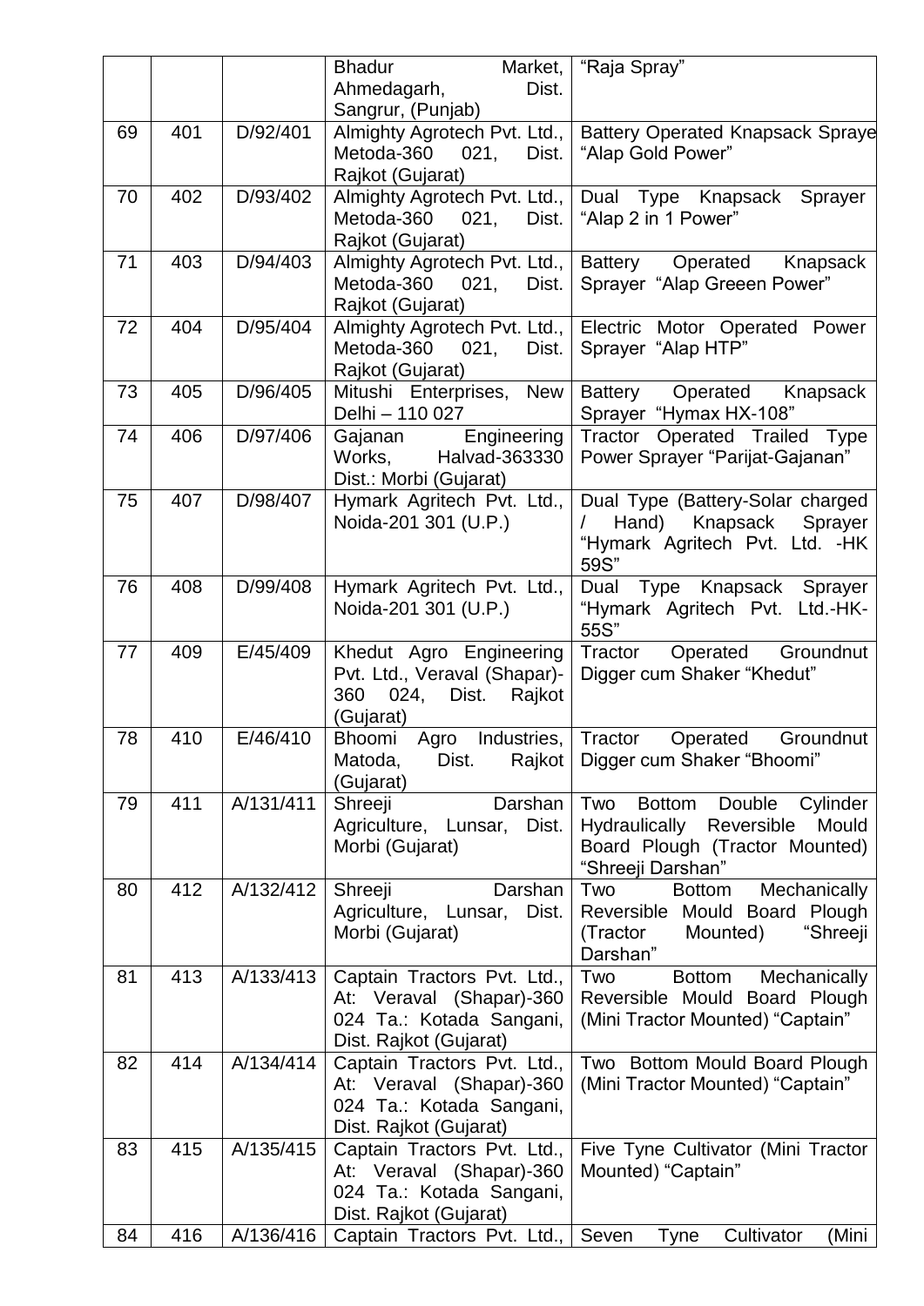| | | | | |
|---|---|---|---|---|
| | | | Bhadur Market, Ahmedagarh, Dist. Sangrur, (Punjab) | “Raja Spray” |
| 69 | 401 | D/92/401 | Almighty Agrotech Pvt. Ltd., Metoda-360 021, Dist. Rajkot (Gujarat) | Battery Operated Knapsack Spraye “Alap Gold Power” |
| 70 | 402 | D/93/402 | Almighty Agrotech Pvt. Ltd., Metoda-360 021, Dist. Rajkot (Gujarat) | Dual Type Knapsack Sprayer “Alap 2 in 1 Power” |
| 71 | 403 | D/94/403 | Almighty Agrotech Pvt. Ltd., Metoda-360 021, Dist. Rajkot (Gujarat) | Battery Operated Knapsack Sprayer “Alap Greeen Power” |
| 72 | 404 | D/95/404 | Almighty Agrotech Pvt. Ltd., Metoda-360 021, Dist. Rajkot (Gujarat) | Electric Motor Operated Power Sprayer “Alap HTP” |
| 73 | 405 | D/96/405 | Mitushi Enterprises, New Delhi – 110 027 | Battery Operated Knapsack Sprayer “Hymax HX-108” |
| 74 | 406 | D/97/406 | Gajanan Engineering Works, Halvad-363330 Dist.: Morbi (Gujarat) | Tractor Operated Trailed Type Power Sprayer “Parijat-Gajanan” |
| 75 | 407 | D/98/407 | Hymark Agritech Pvt. Ltd., Noida-201 301 (U.P.) | Dual Type (Battery-Solar charged / Hand) Knapsack Sprayer “Hymark Agritech Pvt. Ltd. -HK 59S” |
| 76 | 408 | D/99/408 | Hymark Agritech Pvt. Ltd., Noida-201 301 (U.P.) | Dual Type Knapsack Sprayer “Hymark Agritech Pvt. Ltd.-HK-55S” |
| 77 | 409 | E/45/409 | Khedut Agro Engineering Pvt. Ltd., Veraval (Shapar)-360 024, Dist. Rajkot (Gujarat) | Tractor Operated Groundnut Digger cum Shaker “Khedut” |
| 78 | 410 | E/46/410 | Bhoomi Agro Industries, Matoda, Dist. Rajkot (Gujarat) | Tractor Operated Groundnut Digger cum Shaker “Bhoomi” |
| 79 | 411 | A/131/411 | Shreeji Darshan Agriculture, Lunsar, Dist. Morbi (Gujarat) | Two Bottom Double Cylinder Hydraulically Reversible Mould Board Plough (Tractor Mounted) “Shreeji Darshan” |
| 80 | 412 | A/132/412 | Shreeji Darshan Agriculture, Lunsar, Dist. Morbi (Gujarat) | Two Bottom Mechanically Reversible Mould Board Plough (Tractor Mounted) “Shreeji Darshan” |
| 81 | 413 | A/133/413 | Captain Tractors Pvt. Ltd., At: Veraval (Shapar)-360 024 Ta.: Kotada Sangani, Dist. Rajkot (Gujarat) | Two Bottom Mechanically Reversible Mould Board Plough (Mini Tractor Mounted) “Captain” |
| 82 | 414 | A/134/414 | Captain Tractors Pvt. Ltd., At: Veraval (Shapar)-360 024 Ta.: Kotada Sangani, Dist. Rajkot (Gujarat) | Two Bottom Mould Board Plough (Mini Tractor Mounted) “Captain” |
| 83 | 415 | A/135/415 | Captain Tractors Pvt. Ltd., At: Veraval (Shapar)-360 024 Ta.: Kotada Sangani, Dist. Rajkot (Gujarat) | Five Tyne Cultivator (Mini Tractor Mounted) “Captain” |
| 84 | 416 | A/136/416 | Captain Tractors Pvt. Ltd., | Seven Tyne Cultivator (Mini |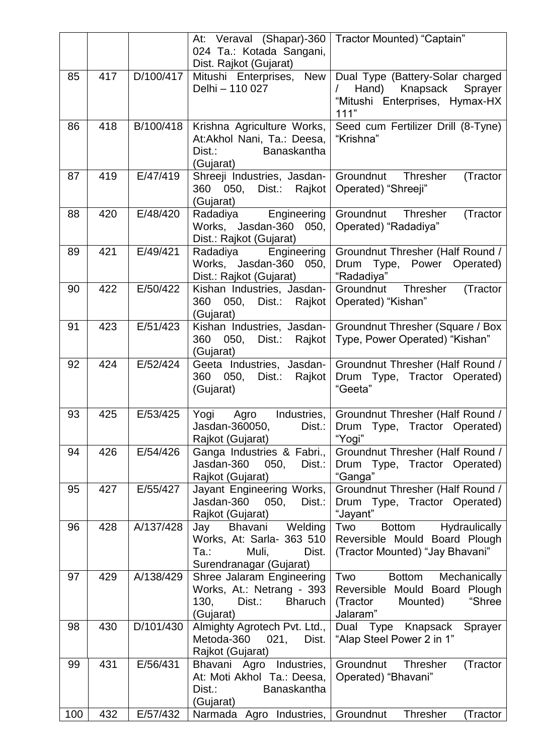| | | | | |
|---|---|---|---|---|
| | | | At: Veraval (Shapar)-360 024 Ta.: Kotada Sangani, Dist. Rajkot (Gujarat) | Tractor Mounted) "Captain" |
| 85 | 417 | D/100/417 | Mitushi Enterprises, New Delhi – 110 027 | Dual Type (Battery-Solar charged / Hand) Knapsack Sprayer "Mitushi Enterprises, Hymax-HX 111" |
| 86 | 418 | B/100/418 | Krishna Agriculture Works, At:Akhol Nani, Ta.: Deesa, Dist.: Banaskantha (Gujarat) | Seed cum Fertilizer Drill (8-Tyne) "Krishna" |
| 87 | 419 | E/47/419 | Shreeji Industries, Jasdan-360 050, Dist.: Rajkot (Gujarat) | Groundnut Thresher (Tractor Operated) "Shreeji" |
| 88 | 420 | E/48/420 | Radadiya Engineering Works, Jasdan-360 050, Dist.: Rajkot (Gujarat) | Groundnut Thresher (Tractor Operated) "Radadiya" |
| 89 | 421 | E/49/421 | Radadiya Engineering Works, Jasdan-360 050, Dist.: Rajkot (Gujarat) | Groundnut Thresher (Half Round / Drum Type, Power Operated) "Radadiya" |
| 90 | 422 | E/50/422 | Kishan Industries, Jasdan-360 050, Dist.: Rajkot (Gujarat) | Groundnut Thresher (Tractor Operated) "Kishan" |
| 91 | 423 | E/51/423 | Kishan Industries, Jasdan-360 050, Dist.: Rajkot (Gujarat) | Groundnut Thresher (Square / Box Type, Power Operated) "Kishan" |
| 92 | 424 | E/52/424 | Geeta Industries, Jasdan-360 050, Dist.: Rajkot (Gujarat) | Groundnut Thresher (Half Round / Drum Type, Tractor Operated) "Geeta" |
| 93 | 425 | E/53/425 | Yogi Agro Industries, Jasdan-360050, Dist.: Rajkot (Gujarat) | Groundnut Thresher (Half Round / Drum Type, Tractor Operated) "Yogi" |
| 94 | 426 | E/54/426 | Ganga Industries & Fabri., Jasdan-360 050, Dist.: Rajkot (Gujarat) | Groundnut Thresher (Half Round / Drum Type, Tractor Operated) "Ganga" |
| 95 | 427 | E/55/427 | Jayant Engineering Works, Jasdan-360 050, Dist.: Rajkot (Gujarat) | Groundnut Thresher (Half Round / Drum Type, Tractor Operated) "Jayant" |
| 96 | 428 | A/137/428 | Jay Bhavani Welding Works, At: Sarla- 363 510 Ta.: Muli, Dist. Surendranagar (Gujarat) | Two Bottom Hydraulically Reversible Mould Board Plough (Tractor Mounted) "Jay Bhavani" |
| 97 | 429 | A/138/429 | Shree Jalaram Engineering Works, At.: Netrang - 393 130, Dist.: Bharuch (Gujarat) | Two Bottom Mechanically Reversible Mould Board Plough (Tractor Mounted) "Shree Jalaram" |
| 98 | 430 | D/101/430 | Almighty Agrotech Pvt. Ltd., Metoda-360 021, Dist. Rajkot (Gujarat) | Dual Type Knapsack Sprayer "Alap Steel Power 2 in 1" |
| 99 | 431 | E/56/431 | Bhavani Agro Industries, At: Moti Akhol Ta.: Deesa, Dist.: Banaskantha (Gujarat) | Groundnut Thresher (Tractor Operated) "Bhavani" |
| 100 | 432 | E/57/432 | Narmada Agro Industries, | Groundnut Thresher (Tractor |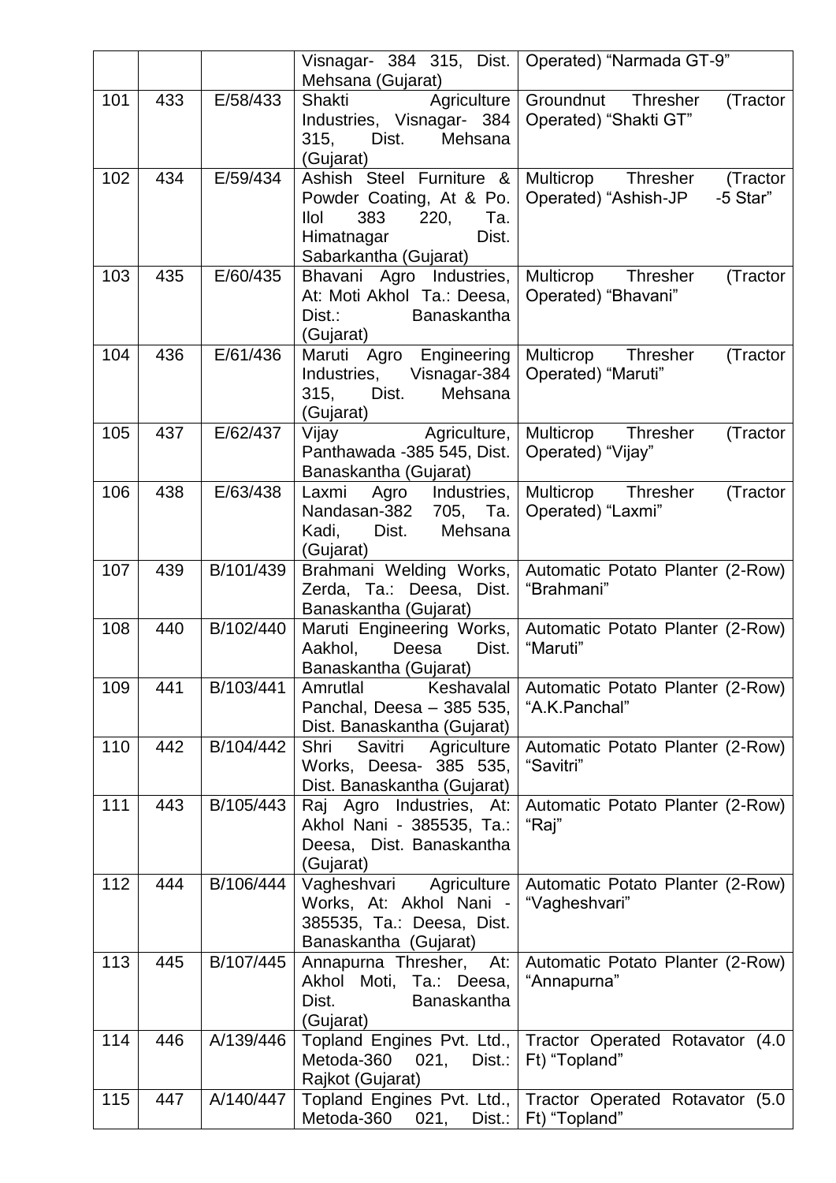| | | | Visnagar- 384 315, Dist. Mehsana (Gujarat) | Operated) "Narmada GT-9" |
|---|---|---|---|---|
| 101 | 433 | E/58/433 | Shakti Agriculture Industries, Visnagar- 384 315, Dist. Mehsana (Gujarat) | Groundnut Thresher (Tractor Operated) "Shakti GT" |
| 102 | 434 | E/59/434 | Ashish Steel Furniture & Powder Coating, At & Po. Ilol 383 220, Ta. Himatnagar Dist. Sabarkantha (Gujarat) | Multicrop Thresher (Tractor Operated) "Ashish-JP -5 Star" |
| 103 | 435 | E/60/435 | Bhavani Agro Industries, At: Moti Akhol Ta.: Deesa, Dist.: Banaskantha (Gujarat) | Multicrop Thresher (Tractor Operated) "Bhavani" |
| 104 | 436 | E/61/436 | Maruti Agro Engineering Industries, Visnagar-384 315, Dist. Mehsana (Gujarat) | Multicrop Thresher (Tractor Operated) "Maruti" |
| 105 | 437 | E/62/437 | Vijay Agriculture, Panthawada -385 545, Dist. Banaskantha (Gujarat) | Multicrop Thresher (Tractor Operated) "Vijay" |
| 106 | 438 | E/63/438 | Laxmi Agro Industries, Nandasan-382 705, Ta. Kadi, Dist. Mehsana (Gujarat) | Multicrop Thresher (Tractor Operated) "Laxmi" |
| 107 | 439 | B/101/439 | Brahmani Welding Works, Zerda, Ta.: Deesa, Dist. Banaskantha (Gujarat) | Automatic Potato Planter (2-Row) "Brahmani" |
| 108 | 440 | B/102/440 | Maruti Engineering Works, Aakhol, Deesa Dist. Banaskantha (Gujarat) | Automatic Potato Planter (2-Row) "Maruti" |
| 109 | 441 | B/103/441 | Amrutlal Keshavalal Panchal, Deesa – 385 535, Dist. Banaskantha (Gujarat) | Automatic Potato Planter (2-Row) "A.K.Panchal" |
| 110 | 442 | B/104/442 | Shri Savitri Agriculture Works, Deesa- 385 535, Dist. Banaskantha (Gujarat) | Automatic Potato Planter (2-Row) "Savitri" |
| 111 | 443 | B/105/443 | Raj Agro Industries, At: Akhol Nani - 385535, Ta.: Deesa, Dist. Banaskantha (Gujarat) | Automatic Potato Planter (2-Row) "Raj" |
| 112 | 444 | B/106/444 | Vagheshvari Agriculture Works, At: Akhol Nani - 385535, Ta.: Deesa, Dist. Banaskantha (Gujarat) | Automatic Potato Planter (2-Row) "Vagheshvari" |
| 113 | 445 | B/107/445 | Annapurna Thresher, At: Akhol Moti, Ta.: Deesa, Dist. Banaskantha (Gujarat) | Automatic Potato Planter (2-Row) "Annapurna" |
| 114 | 446 | A/139/446 | Topland Engines Pvt. Ltd., Metoda-360 021, Dist.: Rajkot (Gujarat) | Tractor Operated Rotavator (4.0 Ft) "Topland" |
| 115 | 447 | A/140/447 | Topland Engines Pvt. Ltd., Metoda-360 021, Dist.: | Tractor Operated Rotavator (5.0 Ft) "Topland" |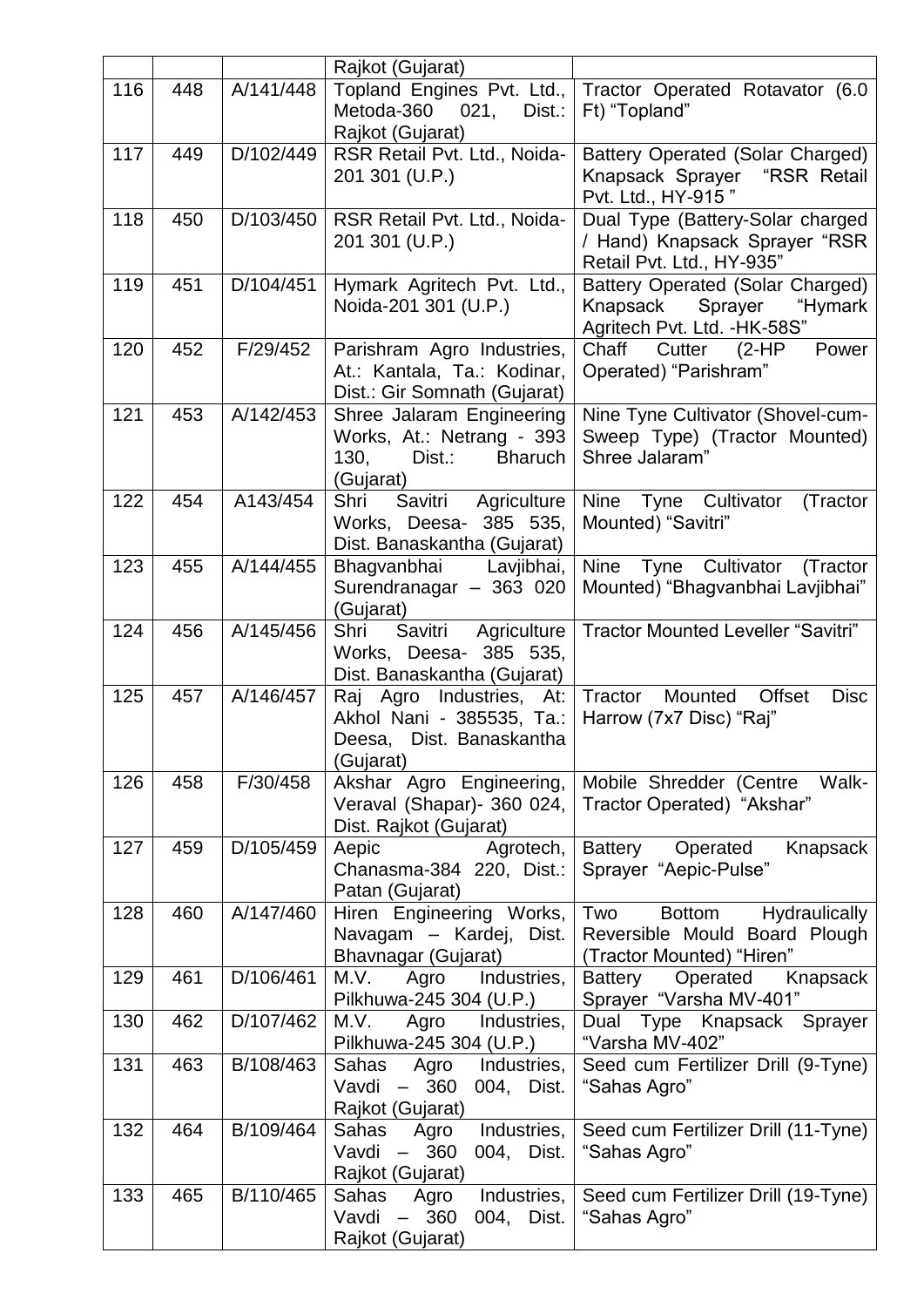| | | | Rajkot (Gujarat) | |
|---|---|---|---|---|
| 116 | 448 | A/141/448 | Topland Engines Pvt. Ltd., Metoda-360 021, Dist.: Rajkot (Gujarat) | Tractor Operated Rotavator (6.0 Ft) "Topland" |
| 117 | 449 | D/102/449 | RSR Retail Pvt. Ltd., Noida-201 301 (U.P.) | Battery Operated (Solar Charged) Knapsack Sprayer "RSR Retail Pvt. Ltd., HY-915 " |
| 118 | 450 | D/103/450 | RSR Retail Pvt. Ltd., Noida-201 301 (U.P.) | Dual Type (Battery-Solar charged / Hand) Knapsack Sprayer "RSR Retail Pvt. Ltd., HY-935" |
| 119 | 451 | D/104/451 | Hymark Agritech Pvt. Ltd., Noida-201 301 (U.P.) | Battery Operated (Solar Charged) Knapsack Sprayer "Hymark Agritech Pvt. Ltd. -HK-58S" |
| 120 | 452 | F/29/452 | Parishram Agro Industries, At.: Kantala, Ta.: Kodinar, Dist.: Gir Somnath (Gujarat) | Chaff Cutter (2-HP Power Operated) "Parishram" |
| 121 | 453 | A/142/453 | Shree Jalaram Engineering Works, At.: Netrang - 393 130, Dist.: Bharuch (Gujarat) | Nine Tyne Cultivator (Shovel-cum-Sweep Type) (Tractor Mounted) Shree Jalaram" |
| 122 | 454 | A143/454 | Shri Savitri Agriculture Works, Deesa- 385 535, Dist. Banaskantha (Gujarat) | Nine Tyne Cultivator (Tractor Mounted) "Savitri" |
| 123 | 455 | A/144/455 | Bhagvanbhai Lavjibhai, Surendranagar – 363 020 (Gujarat) | Nine Tyne Cultivator (Tractor Mounted) "Bhagvanbhai Lavjibhai" |
| 124 | 456 | A/145/456 | Shri Savitri Agriculture Works, Deesa- 385 535, Dist. Banaskantha (Gujarat) | Tractor Mounted Leveller "Savitri" |
| 125 | 457 | A/146/457 | Raj Agro Industries, At: Akhol Nani - 385535, Ta.: Deesa, Dist. Banaskantha (Gujarat) | Tractor Mounted Offset Disc Harrow (7x7 Disc) "Raj" |
| 126 | 458 | F/30/458 | Akshar Agro Engineering, Veraval (Shapar)- 360 024, Dist. Rajkot (Gujarat) | Mobile Shredder (Centre Walk-Tractor Operated) "Akshar" |
| 127 | 459 | D/105/459 | Aepic Agrotech, Chanasma-384 220, Dist.: Patan (Gujarat) | Battery Operated Knapsack Sprayer "Aepic-Pulse" |
| 128 | 460 | A/147/460 | Hiren Engineering Works, Navagam – Kardej, Dist. Bhavnagar (Gujarat) | Two Bottom Hydraulically Reversible Mould Board Plough (Tractor Mounted) "Hiren" |
| 129 | 461 | D/106/461 | M.V. Agro Industries, Pilkhuwa-245 304 (U.P.) | Battery Operated Knapsack Sprayer "Varsha MV-401" |
| 130 | 462 | D/107/462 | M.V. Agro Industries, Pilkhuwa-245 304 (U.P.) | Dual Type Knapsack Sprayer "Varsha MV-402" |
| 131 | 463 | B/108/463 | Sahas Agro Industries, Vavdi – 360 004, Dist. Rajkot (Gujarat) | Seed cum Fertilizer Drill (9-Tyne) "Sahas Agro" |
| 132 | 464 | B/109/464 | Sahas Agro Industries, Vavdi – 360 004, Dist. Rajkot (Gujarat) | Seed cum Fertilizer Drill (11-Tyne) "Sahas Agro" |
| 133 | 465 | B/110/465 | Sahas Agro Industries, Vavdi – 360 004, Dist. Rajkot (Gujarat) | Seed cum Fertilizer Drill (19-Tyne) "Sahas Agro" |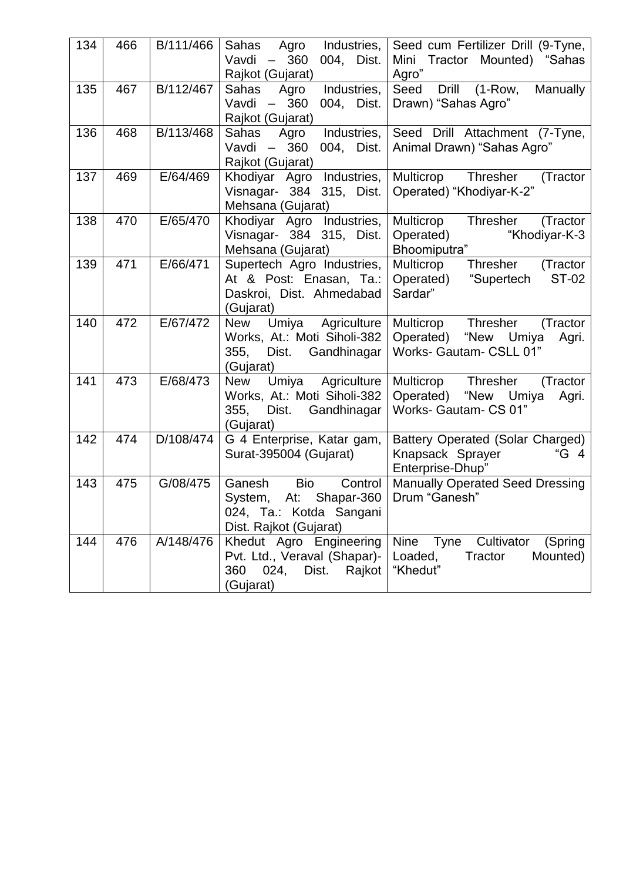| | | | | |
|---|---|---|---|---|
| 134 | 466 | B/111/466 | Sahas Agro Industries, Vavdi – 360 004, Dist. Rajkot (Gujarat) | Seed cum Fertilizer Drill (9-Tyne, Mini Tractor Mounted) "Sahas Agro" |
| 135 | 467 | B/112/467 | Sahas Agro Industries, Vavdi – 360 004, Dist. Rajkot (Gujarat) | Seed Drill (1-Row, Manually Drawn) "Sahas Agro" |
| 136 | 468 | B/113/468 | Sahas Agro Industries, Vavdi – 360 004, Dist. Rajkot (Gujarat) | Seed Drill Attachment (7-Tyne, Animal Drawn) "Sahas Agro" |
| 137 | 469 | E/64/469 | Khodiyar Agro Industries, Visnagar- 384 315, Dist. Mehsana (Gujarat) | Multicrop Thresher (Tractor Operated) "Khodiyar-K-2" |
| 138 | 470 | E/65/470 | Khodiyar Agro Industries, Visnagar- 384 315, Dist. Mehsana (Gujarat) | Multicrop Thresher (Tractor Operated) "Khodiyar-K-3 Bhoomiputra" |
| 139 | 471 | E/66/471 | Supertech Agro Industries, At & Post: Enasan, Ta.: Daskroi, Dist. Ahmedabad (Gujarat) | Multicrop Thresher (Tractor Operated) "Supertech ST-02 Sardar" |
| 140 | 472 | E/67/472 | New Umiya Agriculture Works, At.: Moti Siholi-382 355, Dist. Gandhinagar (Gujarat) | Multicrop Thresher (Tractor Operated) "New Umiya Agri. Works- Gautam- CSLL 01" |
| 141 | 473 | E/68/473 | New Umiya Agriculture Works, At.: Moti Siholi-382 355, Dist. Gandhinagar (Gujarat) | Multicrop Thresher (Tractor Operated) "New Umiya Agri. Works- Gautam- CS 01" |
| 142 | 474 | D/108/474 | G 4 Enterprise, Katar gam, Surat-395004 (Gujarat) | Battery Operated (Solar Charged) Knapsack Sprayer "G 4 Enterprise-Dhup" |
| 143 | 475 | G/08/475 | Ganesh Bio Control System, At: Shapar-360 024, Ta.: Kotda Sangani Dist. Rajkot (Gujarat) | Manually Operated Seed Dressing Drum "Ganesh" |
| 144 | 476 | A/148/476 | Khedut Agro Engineering Pvt. Ltd., Veraval (Shapar)- 360 024, Dist. Rajkot (Gujarat) | Nine Tyne Cultivator (Spring Loaded, Tractor Mounted) "Khedut" |